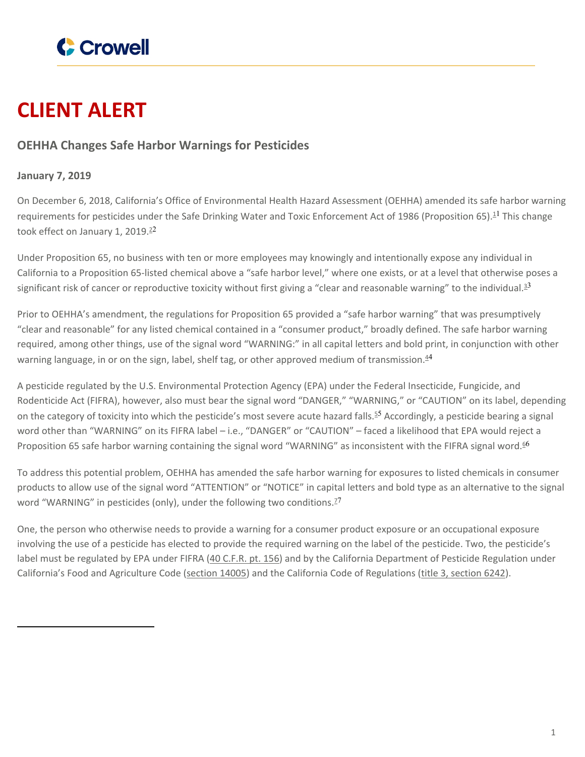# CLIENT ALERT

## OEHHA Changes Safe Harbor Warnings for Pesticides

**January 7, 2019**

On December 6, 2018, California's Office of Environmental Health Hazard Assessment (OEHHA) amended its safe harbor warning requirements for pesticides under the Safe Drinking Water and Toxic Enforcement Act of 1986 (Proposition 65).[1] This change took effect on January 1, 2019.[2]

Under Proposition 65, no business with ten or more employees may knowingly and intentionally expose any individual in California to a Proposition 65-listed chemical above a "safe harbor level," where one exists, or at a level that otherwise poses a significant risk of cancer or reproductive toxicity without first giving a "clear and reasonable warning" to the individual.[3]

Prior to OEHHA's amendment, the regulations for Proposition 65 provided a "safe harbor warning" that was presumptively "clear and reasonable" for any listed chemical contained in a "consumer product," broadly defined. The safe harbor warning required, among other things, use of the signal word "WARNING:" in all capital letters and bold print, in conjunction with other warning language, in or on the sign, label, shelf tag, or other approved medium of transmission.[4]

A pesticide regulated by the U.S. Environmental Protection Agency (EPA) under the Federal Insecticide, Fungicide, and Rodenticide Act (FIFRA), however, also must bear the signal word "DANGER," "WARNING," or "CAUTION" on its label, depending on the category of toxicity into which the pesticide's most severe acute hazard falls.[5] Accordingly, a pesticide bearing a signal word other than "WARNING" on its FIFRA label – i.e., "DANGER" or "CAUTION" – faced a likelihood that EPA would reject a Proposition 65 safe harbor warning containing the signal word "WARNING" as inconsistent with the FIFRA signal word.[6]

To address this potential problem, OEHHA has amended the safe harbor warning for exposures to listed chemicals in consumer products to allow use of the signal word "ATTENTION" or "NOTICE" in capital letters and bold type as an alternative to the signal word "WARNING" in pesticides (only), under the following two conditions.[7]

One, the person who otherwise needs to provide a warning for a consumer product exposure or an occupational exposure involving the use of a pesticide has elected to provide the required warning on the label of the pesticide. Two, the pesticide's label must be regulated by EPA under FIFRA (40 C.F.R. pt. 156) and by the California Department of Pesticide Regulation under California's Food and Agriculture Code (section 14005) and the California Code of Regulations (title 3, section 6242).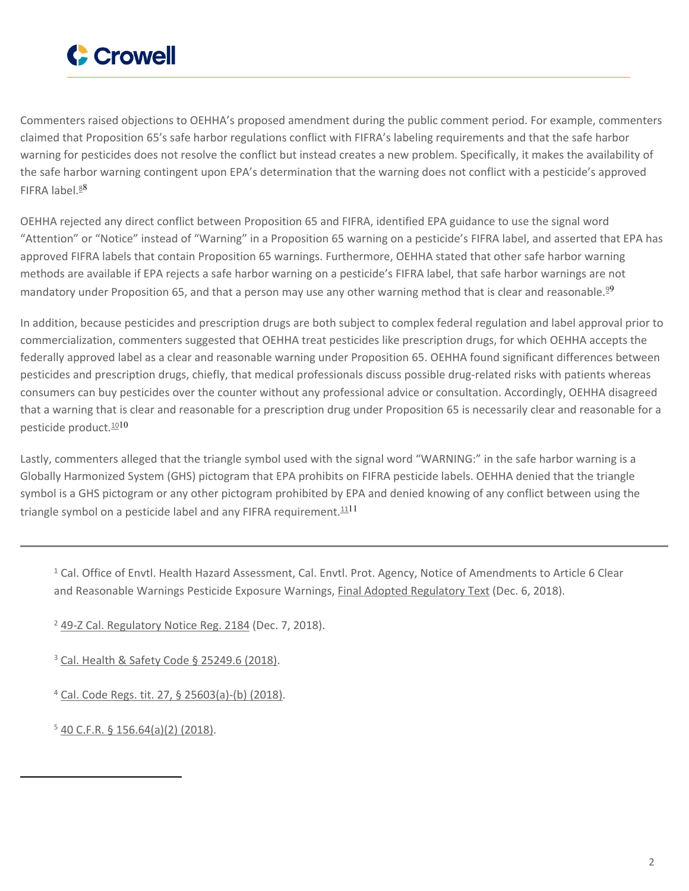Commenters raised objections to OEHHA's proposed amendment during the public comment period. For example, commenters claimed that Proposition 65's safe harbor regulations conflict with FIFRA's labeling requirements and that the safe harbor warning for pesticides does not resolve the conflict but instead creates a new problem. Specifically, it makes the availability of the safe harbor warning contingent upon EPA's determination that the warning does not conflict with a pesticide's approved FIFRA label.[8]

OEHHA rejected any direct conflict between Proposition 65 and FIFRA, identified EPA guidance to use the signal word "Attention" or "Notice" instead of "Warning" in a Proposition 65 warning on a pesticide's FIFRA label, and asserted that EPA has approved FIFRA labels that contain Proposition 65 warnings. Furthermore, OEHHA stated that other safe harbor warning methods are available if EPA rejects a safe harbor warning on a pesticide's FIFRA label, that safe harbor warnings are not mandatory under Proposition 65, and that a person may use any other warning method that is clear and reasonable.[9]

In addition, because pesticides and prescription drugs are both subject to complex federal regulation and label approval prior to commercialization, commenters suggested that OEHHA treat pesticides like prescription drugs, for which OEHHA accepts the federally approved label as a clear and reasonable warning under Proposition 65. OEHHA found significant differences between pesticides and prescription drugs, chiefly, that medical professionals discuss possible drug-related risks with patients whereas consumers can buy pesticides over the counter without any professional advice or consultation. Accordingly, OEHHA disagreed that a warning that is clear and reasonable for a prescription drug under Proposition 65 is necessarily clear and reasonable for a pesticide product.[10]

Lastly, commenters alleged that the triangle symbol used with the signal word "WARNING:" in the safe harbor warning is a Globally Harmonized System (GHS) pictogram that EPA prohibits on FIFRA pesticide labels. OEHHA denied that the triangle symbol is a GHS pictogram or any other pictogram prohibited by EPA and denied knowing of any conflict between using the triangle symbol on a pesticide label and any FIFRA requirement.[11]

---

[1] Cal. Office of Envtl. Health Hazard Assessment, Cal. Envtl. Prot. Agency, Notice of Amendments to Article 6 Clear and Reasonable Warnings Pesticide Exposure Warnings, Final Adopted Regulatory Text (Dec. 6, 2018).

[2] 49-Z Cal. Regulatory Notice Reg. 2184 (Dec. 7, 2018).

[3] Cal. Health & Safety Code § 25249.6 (2018).

[4] Cal. Code Regs. tit. 27, § 25603(a)-(b) (2018).

[5] 40 C.F.R. § 156.64(a)(2) (2018).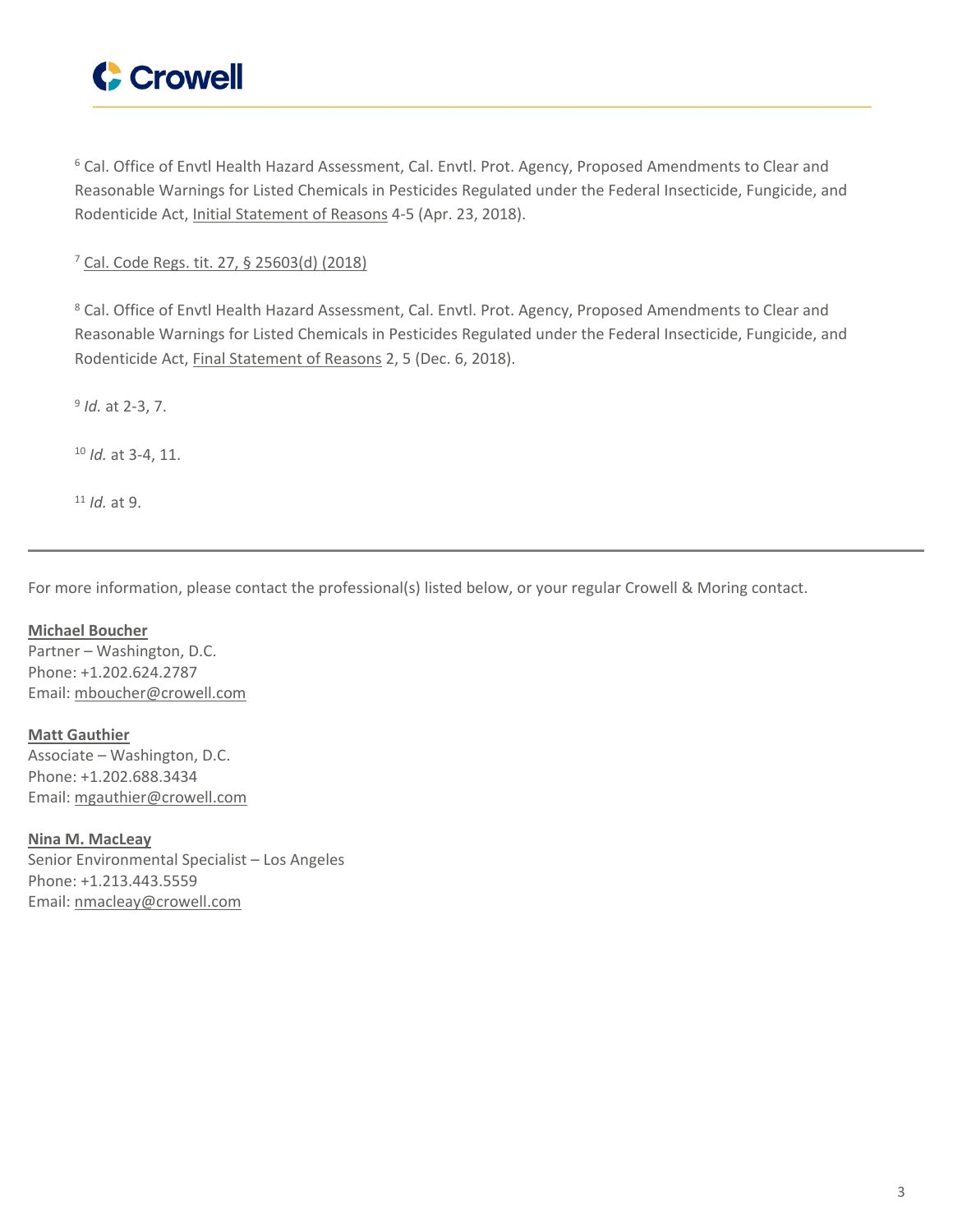[6] Cal. Office of Envtl Health Hazard Assessment, Cal. Envtl. Prot. Agency, Proposed Amendments to Clear and Reasonable Warnings for Listed Chemicals in Pesticides Regulated under the Federal Insecticide, Fungicide, and Rodenticide Act, Initial Statement of Reasons 4-5 (Apr. 23, 2018).

[7] Cal. Code Regs. tit. 27, § 25603(d) (2018)

[8] Cal. Office of Envtl Health Hazard Assessment, Cal. Envtl. Prot. Agency, Proposed Amendments to Clear and Reasonable Warnings for Listed Chemicals in Pesticides Regulated under the Federal Insecticide, Fungicide, and Rodenticide Act, Final Statement of Reasons 2, 5 (Dec. 6, 2018).

[9] *Id.* at 2-3, 7.

[10] *Id.* at 3-4, 11.

[11] *Id.* at 9.

---

For more information, please contact the professional(s) listed below, or your regular Crowell & Moring contact.

**Michael Boucher**
Partner – Washington, D.C.
Phone: +1.202.624.2787
Email: mboucher@crowell.com

**Matt Gauthier**
Associate – Washington, D.C.
Phone: +1.202.688.3434
Email: mgauthier@crowell.com

**Nina M. MacLeay**
Senior Environmental Specialist – Los Angeles
Phone: +1.213.443.5559
Email: nmacleay@crowell.com